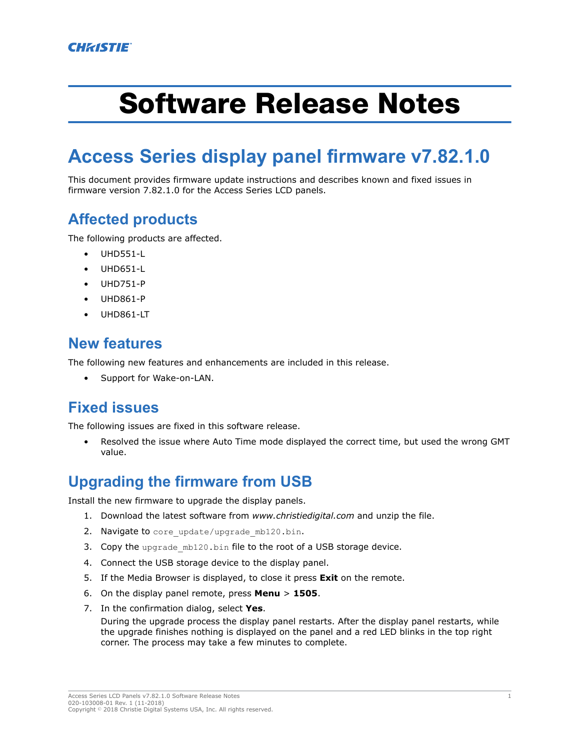CHRISTIE

# Software Release Notes

## Access Series display panel firmware v7.82.1.0

This document provides firmware update instructions and describes known and fixed issues in firmware version 7.82.1.0 for the Access Series LCD panels.

### Affected products

The following products are affected.

- UHD551-L
- UHD651-L
- UHD751-P
- UHD861-P
- UHD861-LT

### New features

The following new features and enhancements are included in this release.

- Support for Wake-on-LAN.

### Fixed issues

The following issues are fixed in this software release.

- Resolved the issue where Auto Time mode displayed the correct time, but used the wrong GMT value.

### Upgrading the firmware from USB

Install the new firmware to upgrade the display panels.

1. Download the latest software from *www.christiedigital.com* and unzip the file.
2. Navigate to `core_update/upgrade_mb120.bin`.
3. Copy the `upgrade_mb120.bin` file to the root of a USB storage device.
4. Connect the USB storage device to the display panel.
5. If the Media Browser is displayed, to close it press **Exit** on the remote.
6. On the display panel remote, press **Menu** > **1505**.
7. In the confirmation dialog, select **Yes**.

   During the upgrade process the display panel restarts. After the display panel restarts, while the upgrade finishes nothing is displayed on the panel and a red LED blinks in the top right corner. The process may take a few minutes to complete.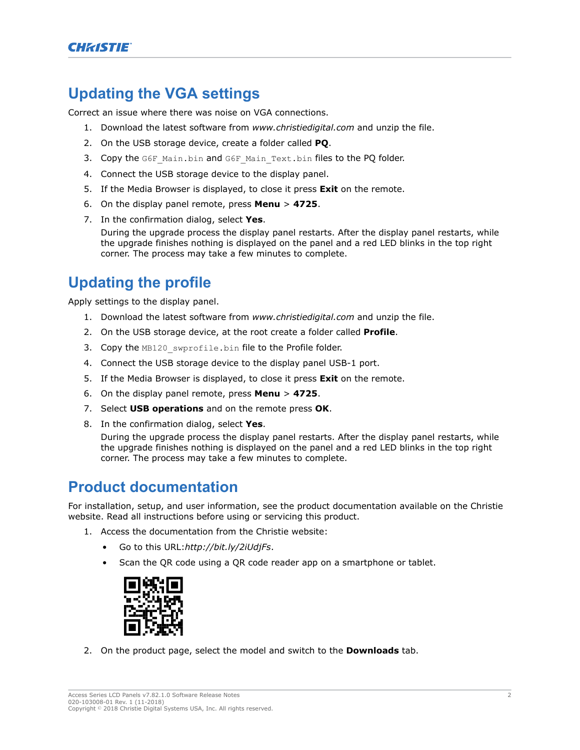## Updating the VGA settings

Correct an issue where there was noise on VGA connections.

1. Download the latest software from *www.christiedigital.com* and unzip the file.
2. On the USB storage device, create a folder called **PQ**.
3. Copy the `G6F_Main.bin` and `G6F_Main_Text.bin` files to the PQ folder.
4. Connect the USB storage device to the display panel.
5. If the Media Browser is displayed, to close it press **Exit** on the remote.
6. On the display panel remote, press **Menu** > **4725**.
7. In the confirmation dialog, select **Yes**.

   During the upgrade process the display panel restarts. After the display panel restarts, while the upgrade finishes nothing is displayed on the panel and a red LED blinks in the top right corner. The process may take a few minutes to complete.

## Updating the profile

Apply settings to the display panel.

1. Download the latest software from *www.christiedigital.com* and unzip the file.
2. On the USB storage device, at the root create a folder called **Profile**.
3. Copy the `MB120_swprofile.bin` file to the Profile folder.
4. Connect the USB storage device to the display panel USB-1 port.
5. If the Media Browser is displayed, to close it press **Exit** on the remote.
6. On the display panel remote, press **Menu** > **4725**.
7. Select **USB operations** and on the remote press **OK**.
8. In the confirmation dialog, select **Yes**.

   During the upgrade process the display panel restarts. After the display panel restarts, while the upgrade finishes nothing is displayed on the panel and a red LED blinks in the top right corner. The process may take a few minutes to complete.

## Product documentation

For installation, setup, and user information, see the product documentation available on the Christie website. Read all instructions before using or servicing this product.

1. Access the documentation from the Christie website:
   - Go to this URL:*http://bit.ly/2iUdjFs*.
   - Scan the QR code using a QR code reader app on a smartphone or tablet.
2. On the product page, select the model and switch to the **Downloads** tab.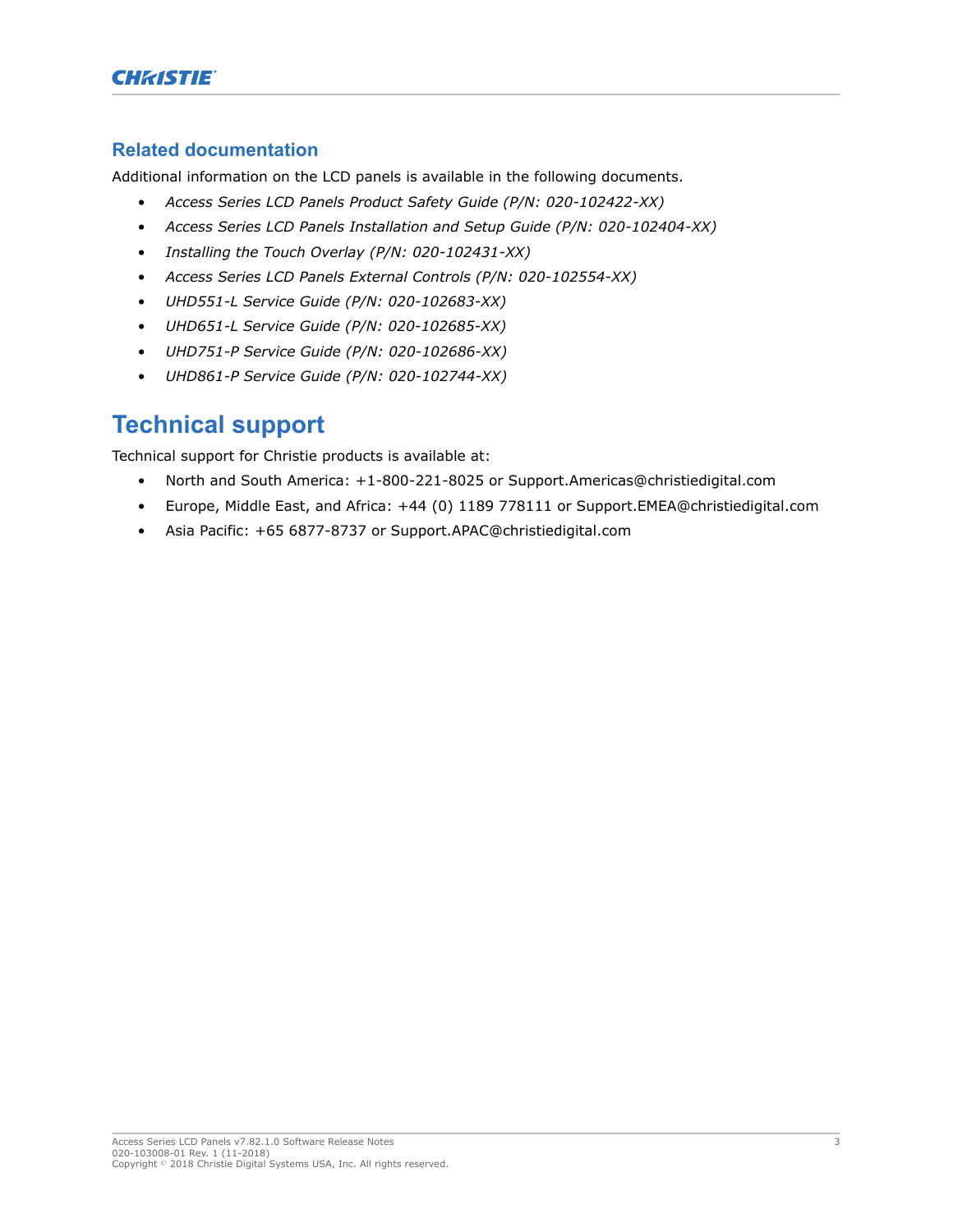## Related documentation

Additional information on the LCD panels is available in the following documents.

- *Access Series LCD Panels Product Safety Guide (P/N: 020-102422-XX)*
- *Access Series LCD Panels Installation and Setup Guide (P/N: 020-102404-XX)*
- *Installing the Touch Overlay (P/N: 020-102431-XX)*
- *Access Series LCD Panels External Controls (P/N: 020-102554-XX)*
- *UHD551-L Service Guide (P/N: 020-102683-XX)*
- *UHD651-L Service Guide (P/N: 020-102685-XX)*
- *UHD751-P Service Guide (P/N: 020-102686-XX)*
- *UHD861-P Service Guide (P/N: 020-102744-XX)*

# Technical support

Technical support for Christie products is available at:

- North and South America: +1-800-221-8025 or Support.Americas@christiedigital.com
- Europe, Middle East, and Africa: +44 (0) 1189 778111 or Support.EMEA@christiedigital.com
- Asia Pacific: +65 6877-8737 or Support.APAC@christiedigital.com